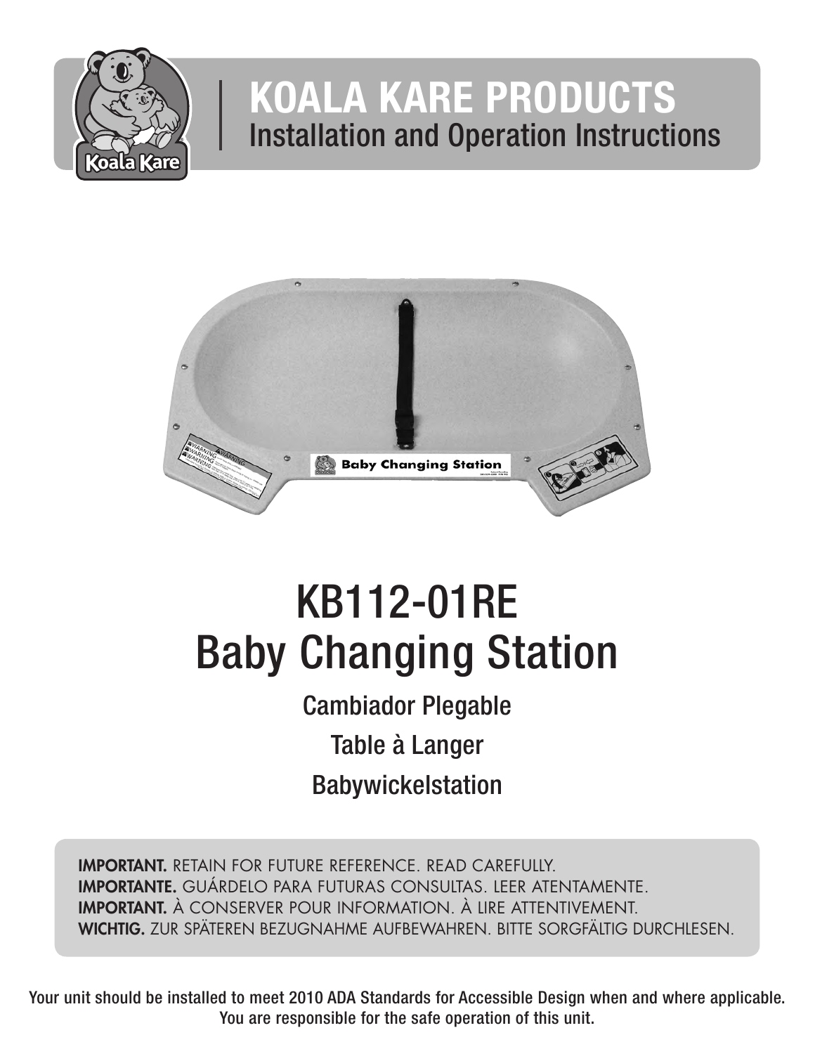# KOALA KARE PRODUCTS

## Installation and Operation Instructions

# KB112-01RE Baby Changing Station

### Cambiador Plegable

### Table à Langer

### Babywickelstation

**IMPORTANT.** RETAIN FOR FUTURE REFERENCE. READ CAREFULLY.
**IMPORTANTE.** GUÁRDELO PARA FUTURAS CONSULTAS. LEER ATENTAMENTE.
**IMPORTANT.** À CONSERVER POUR INFORMATION. À LIRE ATTENTIVEMENT.
**WICHTIG.** ZUR SPÄTEREN BEZUGNAHME AUFBEWAHREN. BITTE SORGFÄLTIG DURCHLESEN.

**Your unit should be installed to meet 2010 ADA Standards for Accessible Design when and where applicable. You are responsible for the safe operation of this unit.**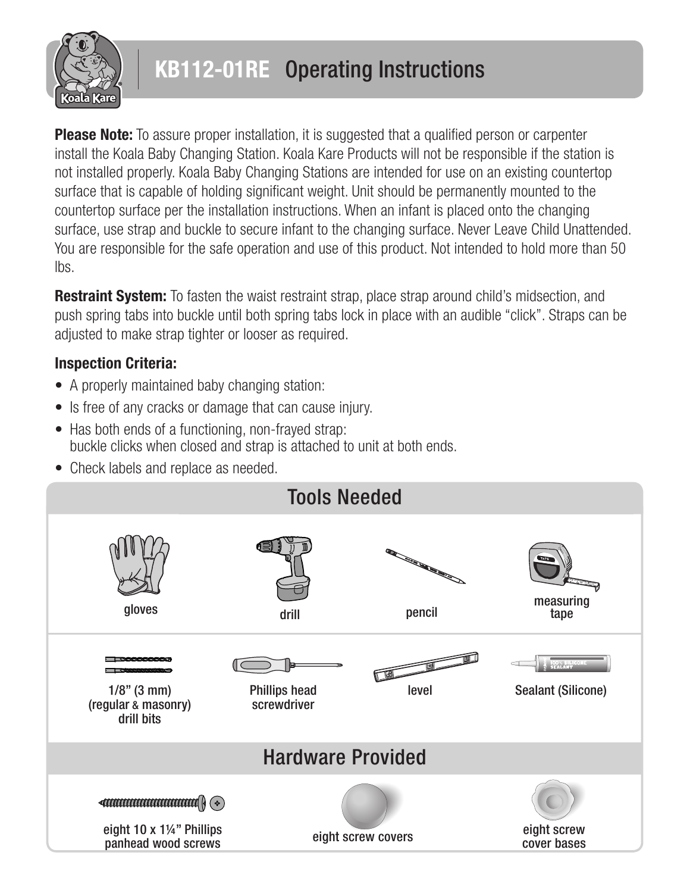# KB112-01RE Operating Instructions

**Please Note:** To assure proper installation, it is suggested that a qualified person or carpenter install the Koala Baby Changing Station. Koala Kare Products will not be responsible if the station is not installed properly. Koala Baby Changing Stations are intended for use on an existing countertop surface that is capable of holding significant weight. Unit should be permanently mounted to the countertop surface per the installation instructions. When an infant is placed onto the changing surface, use strap and buckle to secure infant to the changing surface. Never Leave Child Unattended. You are responsible for the safe operation and use of this product. Not intended to hold more than 50 lbs.

**Restraint System:** To fasten the waist restraint strap, place strap around child's midsection, and push spring tabs into buckle until both spring tabs lock in place with an audible "click". Straps can be adjusted to make strap tighter or looser as required.

### Inspection Criteria:

- A properly maintained baby changing station:
- Is free of any cracks or damage that can cause injury.
- Has both ends of a functioning, non-frayed strap: buckle clicks when closed and strap is attached to unit at both ends.
- Check labels and replace as needed.

## Tools Needed

| | | | |
|---|---|---|---|
| gloves | drill | pencil | measuring tape |
| 1/8" (3 mm) (regular & masonry) drill bits | Phillips head screwdriver | level | Sealant (Silicone) |

## Hardware Provided

- eight 10 x 1¼" Phillips panhead wood screws
- eight screw covers
- eight screw cover bases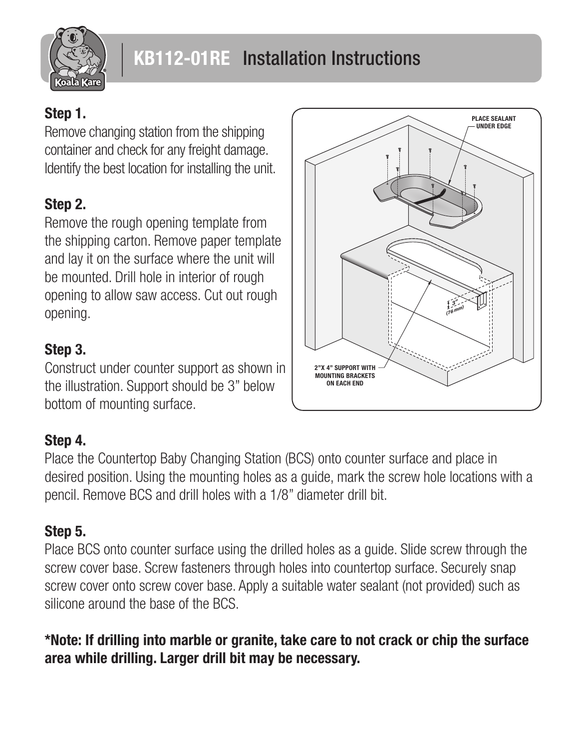# KB112-01RE Installation Instructions

### Step 1.

Remove changing station from the shipping container and check for any freight damage. Identify the best location for installing the unit.

### Step 2.

Remove the rough opening template from the shipping carton. Remove paper template and lay it on the surface where the unit will be mounted. Drill hole in interior of rough opening to allow saw access. Cut out rough opening.

### Step 3.

Construct under counter support as shown in the illustration. Support should be 3” below bottom of mounting surface.

PLACE SEALANT UNDER EDGE

3” (76 mm)

2”X 4” SUPPORT WITH MOUNTING BRACKETS ON EACH END

### Step 4.

Place the Countertop Baby Changing Station (BCS) onto counter surface and place in desired position. Using the mounting holes as a guide, mark the screw hole locations with a pencil. Remove BCS and drill holes with a 1/8” diameter drill bit.

### Step 5.

Place BCS onto counter surface using the drilled holes as a guide. Slide screw through the screw cover base. Screw fasteners through holes into countertop surface. Securely snap screw cover onto screw cover base. Apply a suitable water sealant (not provided) such as silicone around the base of the BCS.

**\*Note: If drilling into marble or granite, take care to not crack or chip the surface area while drilling. Larger drill bit may be necessary.**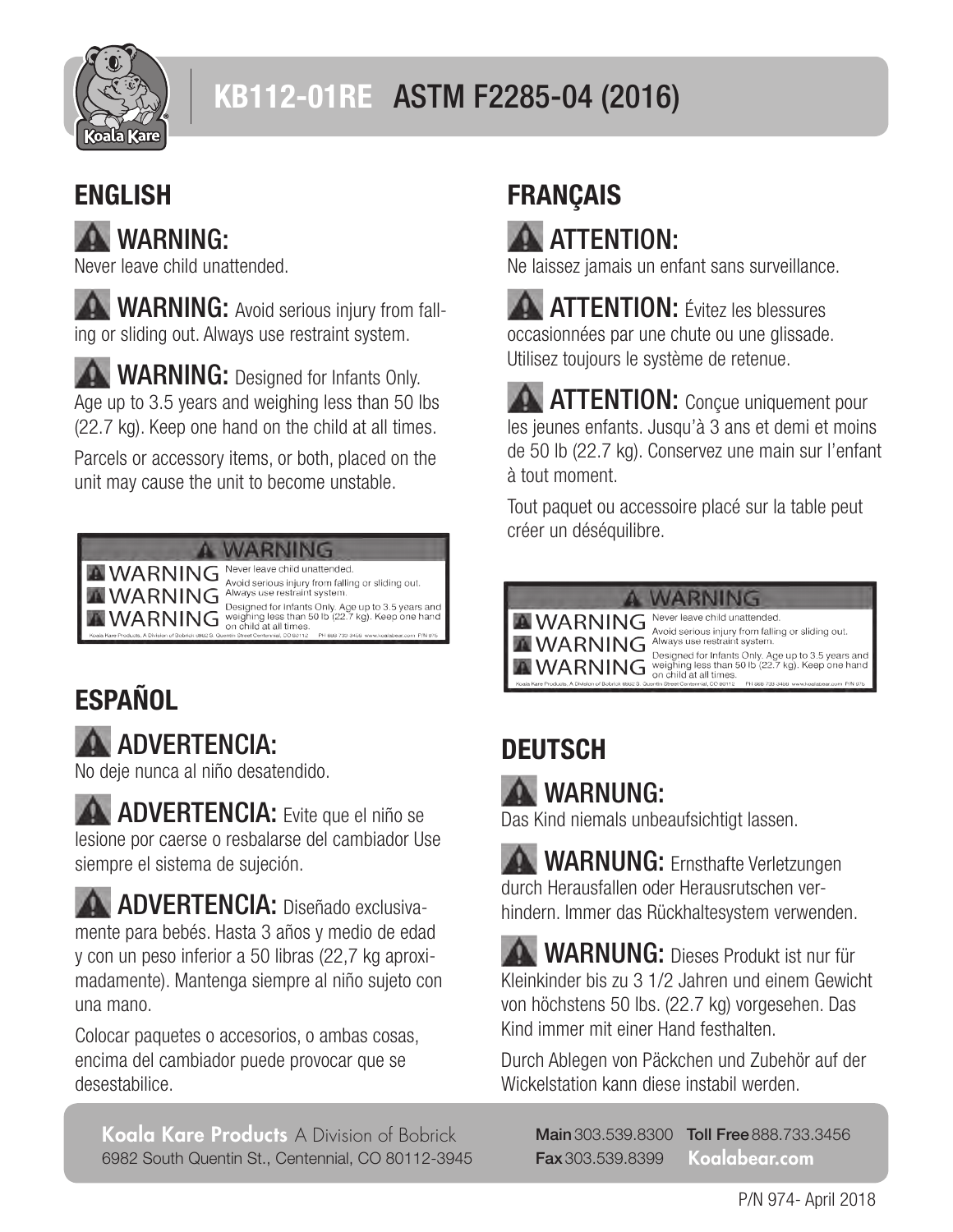# KB112-01RE ASTM F2285-04 (2016)

## ENGLISH

**⚠ WARNING:**
Never leave child unattended.

**⚠ WARNING:** Avoid serious injury from falling or sliding out. Always use restraint system.

**⚠ WARNING:** Designed for Infants Only. Age up to 3.5 years and weighing less than 50 lbs (22.7 kg). Keep one hand on the child at all times.

Parcels or accessory items, or both, placed on the unit may cause the unit to become unstable.

⚠ WARNING

⚠ WARNING Never leave child unattended.
⚠ WARNING Avoid serious injury from falling or sliding out. Always use restraint system.
⚠ WARNING Designed for Infants Only. Age up to 3.5 years and weighing less than 50 lb (22.7 kg). Keep one hand on child at all times.

Koala Kare Products, A Division of Bobrick 6982 S. Quentin Street Centennial, CO 80112 PH 888 733 3456 www.koalabear.com P/N 975

## FRANÇAIS

**⚠ ATTENTION:**
Ne laissez jamais un enfant sans surveillance.

**⚠ ATTENTION:** Évitez les blessures occasionnées par une chute ou une glissade. Utilisez toujours le système de retenue.

**⚠ ATTENTION:** Conçue uniquement pour les jeunes enfants. Jusqu'à 3 ans et demi et moins de 50 lb (22.7 kg). Conservez une main sur l'enfant à tout moment.

Tout paquet ou accessoire placé sur la table peut créer un déséquilibre.

⚠ WARNING

⚠ WARNING Never leave child unattended.
⚠ WARNING Avoid serious injury from falling or sliding out. Always use restraint system.
⚠ WARNING Designed for Infants Only. Age up to 3.5 years and weighing less than 50 lb (22.7 kg). Keep one hand on child at all times.

Koala Kare Products, A Division of Bobrick 6982 S. Quentin Street Centennial, CO 80112 PH 888 733 3456 www.koalabear.com P/N 975

## ESPAÑOL

**⚠ ADVERTENCIA:**
No deje nunca al niño desatendido.

**⚠ ADVERTENCIA:** Evite que el niño se lesione por caerse o resbalarse del cambiador Use siempre el sistema de sujeción.

**⚠ ADVERTENCIA:** Diseñado exclusivamente para bebés. Hasta 3 años y medio de edad y con un peso inferior a 50 libras (22,7 kg aproximadamente). Mantenga siempre al niño sujeto con una mano.

Colocar paquetes o accesorios, o ambas cosas, encima del cambiador puede provocar que se desestabilice.

## DEUTSCH

**⚠ WARNUNG:**
Das Kind niemals unbeaufsichtigt lassen.

**⚠ WARNUNG:** Ernsthafte Verletzungen durch Herausfallen oder Herausrutschen verhindern. Immer das Rückhaltesystem verwenden.

**⚠ WARNUNG:** Dieses Produkt ist nur für Kleinkinder bis zu 3 1/2 Jahren und einem Gewicht von höchstens 50 lbs. (22.7 kg) vorgesehen. Das Kind immer mit einer Hand festhalten.

Durch Ablegen von Päckchen und Zubehör auf der Wickelstation kann diese instabil werden.

**Koala Kare Products** A Division of Bobrick
6982 South Quentin St., Centennial, CO 80112-3945

**Main** 303.539.8300 **Toll Free** 888.733.3456
**Fax** 303.539.8399 **Koalabear.com**

P/N 974- April 2018